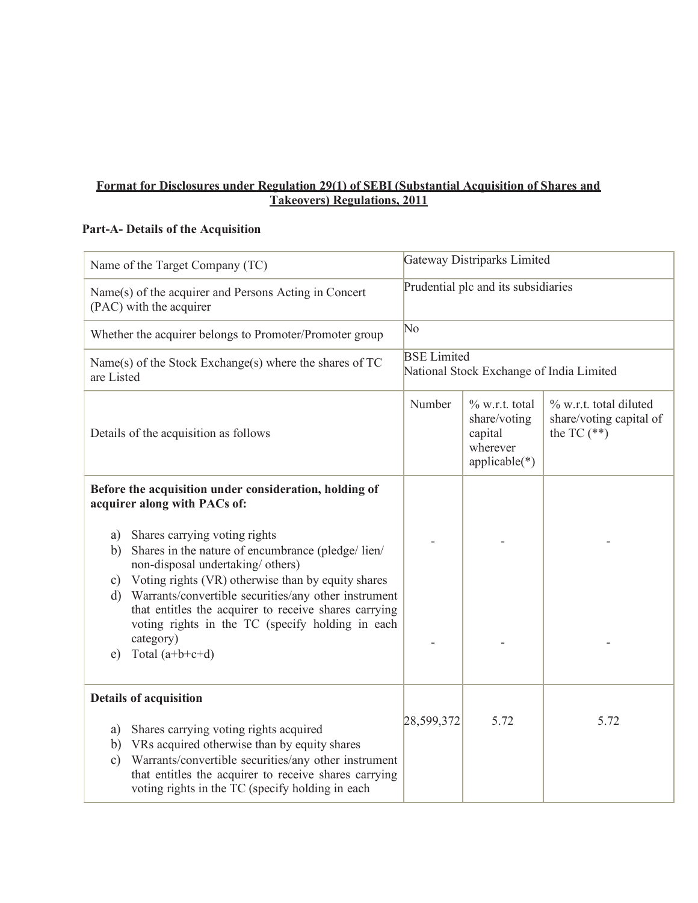**Format for Disclosures under Regulation 29(1) of SEBI (Substantial Acquisition of Shares and Takeovers) Regulations, 2011**

**Part-A- Details of the Acquisition**

| Name of the Target Company (TC) | Gateway Distriparks Limited | | |
|---|---|---|---|
| Name(s) of the acquirer and Persons Acting in Concert (PAC) with the acquirer | Prudential plc and its subsidiaries | | |
| Whether the acquirer belongs to Promoter/Promoter group | No | | |
| Name(s) of the Stock Exchange(s) where the shares of TC are Listed | BSE Limited<br>National Stock Exchange of India Limited | | |
| Details of the acquisition as follows | Number | % w.r.t. total share/voting capital wherever applicable(*) | % w.r.t. total diluted share/voting capital of the TC (**) |
| **Before the acquisition under consideration, holding of acquirer along with PACs of:**<br><br>a) Shares carrying voting rights<br>b) Shares in the nature of encumbrance (pledge/ lien/ non-disposal undertaking/ others)<br>c) Voting rights (VR) otherwise than by equity shares<br>d) Warrants/convertible securities/any other instrument that entitles the acquirer to receive shares carrying voting rights in the TC (specify holding in each category)<br>e) Total (a+b+c+d) | -<br><br><br><br><br>- | -<br><br><br><br><br>- | -<br><br><br><br><br>- |
| **Details of acquisition**<br><br>a) Shares carrying voting rights acquired<br>b) VRs acquired otherwise than by equity shares<br>c) Warrants/convertible securities/any other instrument that entitles the acquirer to receive shares carrying voting rights in the TC (specify holding in each | 28,599,372 | 5.72 | 5.72 |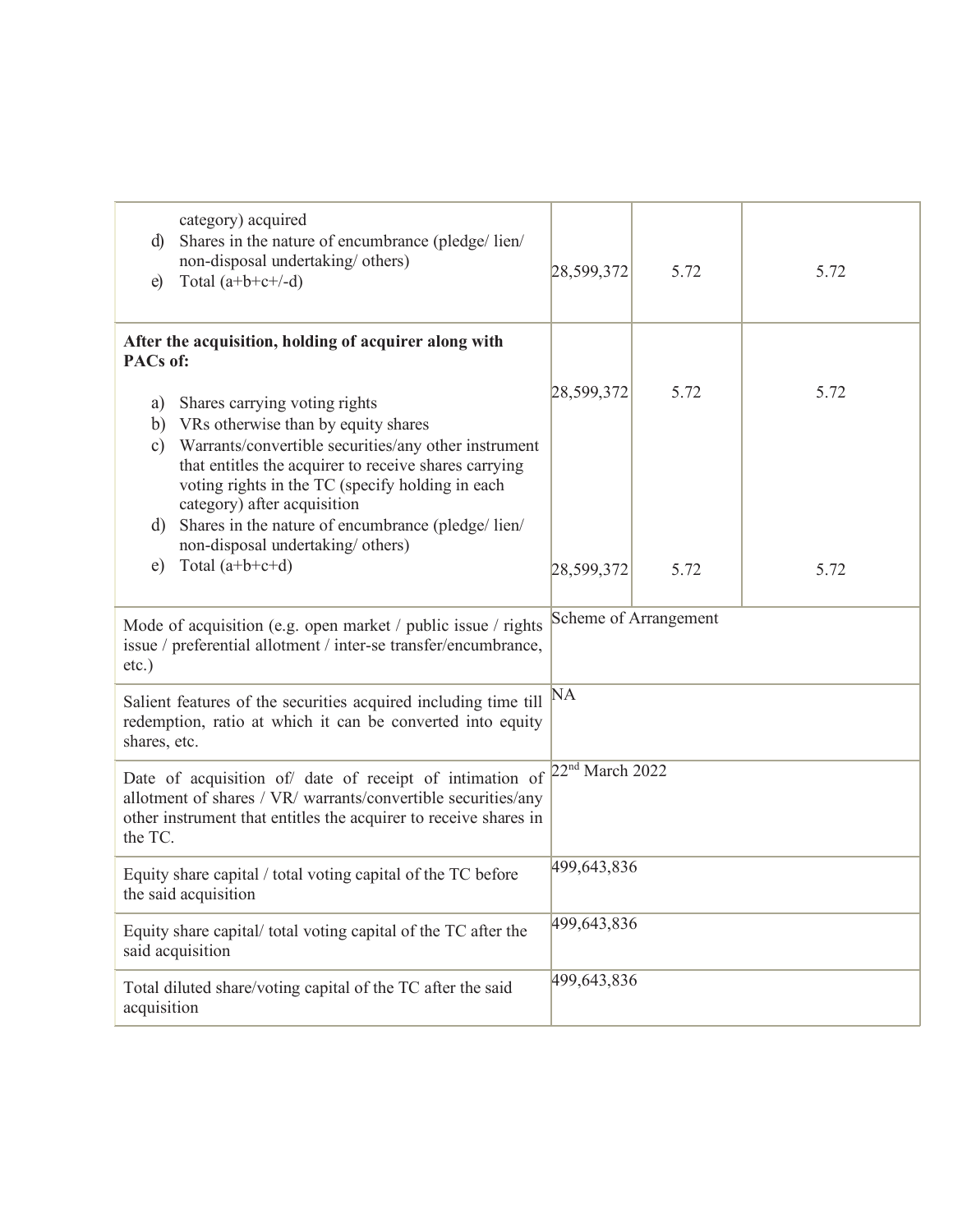| | | | |
|---|---|---|---|
| category) acquired<br>d) Shares in the nature of encumbrance (pledge/ lien/ non-disposal undertaking/ others)<br>e) Total (a+b+c+/-d) | 28,599,372 | 5.72 | 5.72 |
| **After the acquisition, holding of acquirer along with PACs of:**<br><br>a) Shares carrying voting rights<br>b) VRs otherwise than by equity shares<br>c) Warrants/convertible securities/any other instrument that entitles the acquirer to receive shares carrying voting rights in the TC (specify holding in each category) after acquisition<br>d) Shares in the nature of encumbrance (pledge/ lien/ non-disposal undertaking/ others)<br>e) Total (a+b+c+d) | 28,599,372<br><br>28,599,372 | 5.72<br><br>5.72 | 5.72<br><br>5.72 |
| Mode of acquisition (e.g. open market / public issue / rights issue / preferential allotment / inter-se transfer/encumbrance, etc.) | Scheme of Arrangement | | |
| Salient features of the securities acquired including time till redemption, ratio at which it can be converted into equity shares, etc. | NA | | |
| Date of acquisition of/ date of receipt of intimation of allotment of shares / VR/ warrants/convertible securities/any other instrument that entitles the acquirer to receive shares in the TC. | 22nd March 2022 | | |
| Equity share capital / total voting capital of the TC before the said acquisition | 499,643,836 | | |
| Equity share capital/ total voting capital of the TC after the said acquisition | 499,643,836 | | |
| Total diluted share/voting capital of the TC after the said acquisition | 499,643,836 | | |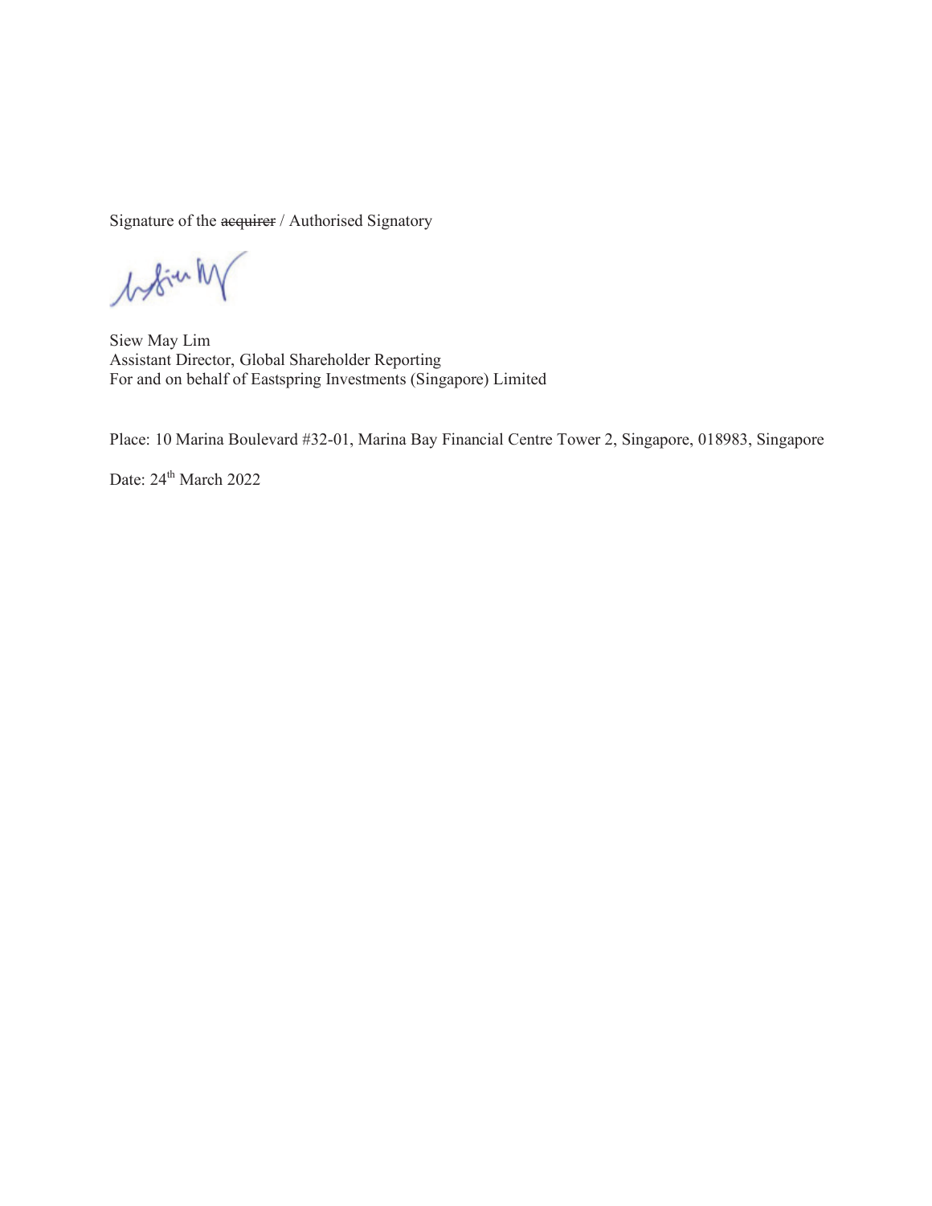Signature of the ~~acquirer~~ / Authorised Signatory

Siew May Lim
Assistant Director, Global Shareholder Reporting
For and on behalf of Eastspring Investments (Singapore) Limited

Place: 10 Marina Boulevard #32-01, Marina Bay Financial Centre Tower 2, Singapore, 018983, Singapore

Date: 24th March 2022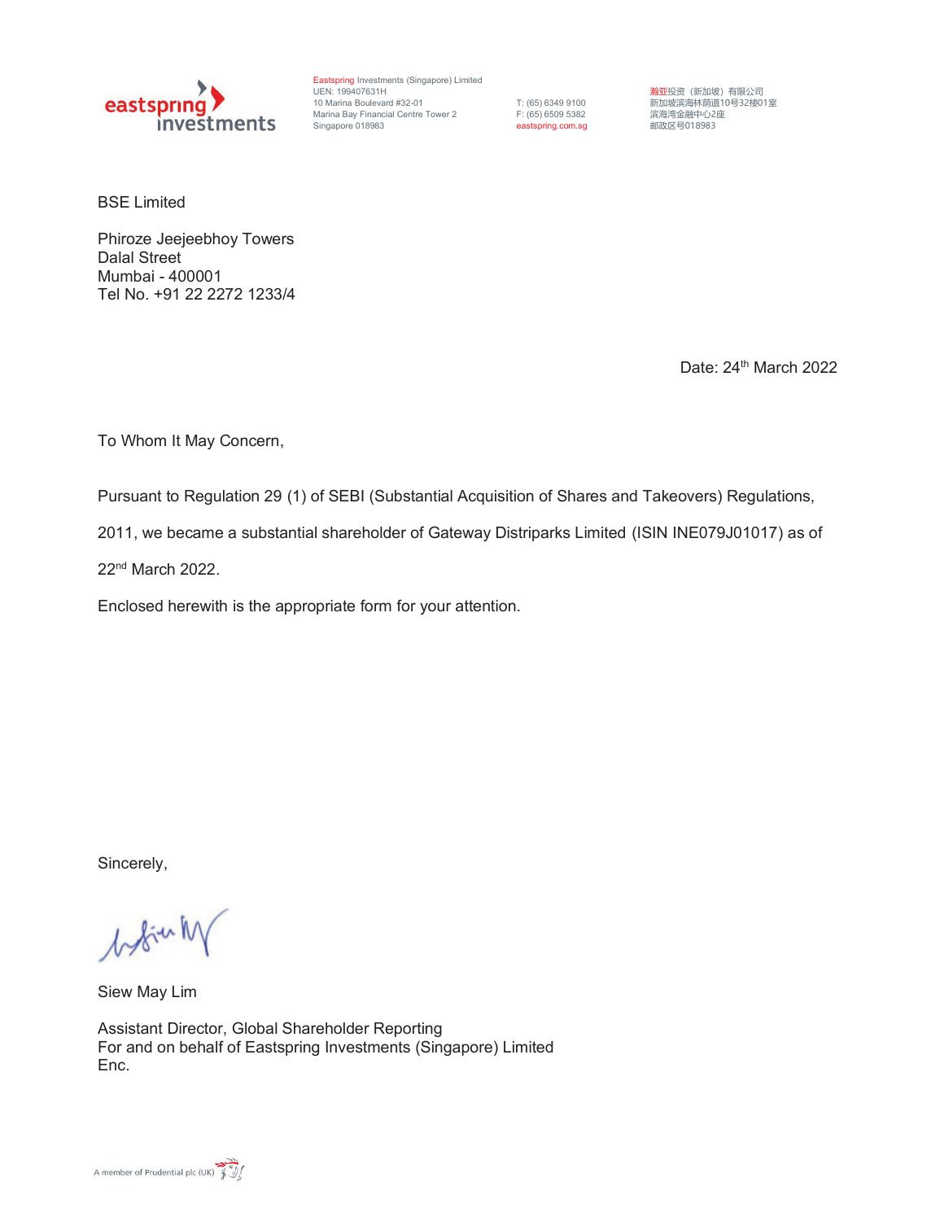Eastspring Investments (Singapore) Limited
UEN: 199407631H
10 Marina Boulevard #32-01
Marina Bay Financial Centre Tower 2
Singapore 018983

T: (65) 6349 9100
F: (65) 6509 5382
eastspring.com.sg

瀚亚投资（新加坡）有限公司
新加坡滨海林荫道10号32楼01室
滨海湾金融中心2座
邮政区号018983

BSE Limited

Phiroze Jeejeebhoy Towers
Dalal Street
Mumbai - 400001
Tel No. +91 22 2272 1233/4

Date: 24th March 2022

To Whom It May Concern,

Pursuant to Regulation 29 (1) of SEBI (Substantial Acquisition of Shares and Takeovers) Regulations, 2011, we became a substantial shareholder of Gateway Distriparks Limited (ISIN INE079J01017) as of 22nd March 2022.

Enclosed herewith is the appropriate form for your attention.

Sincerely,

Siew May Lim

Assistant Director, Global Shareholder Reporting
For and on behalf of Eastspring Investments (Singapore) Limited
Enc.

A member of Prudential plc (UK)